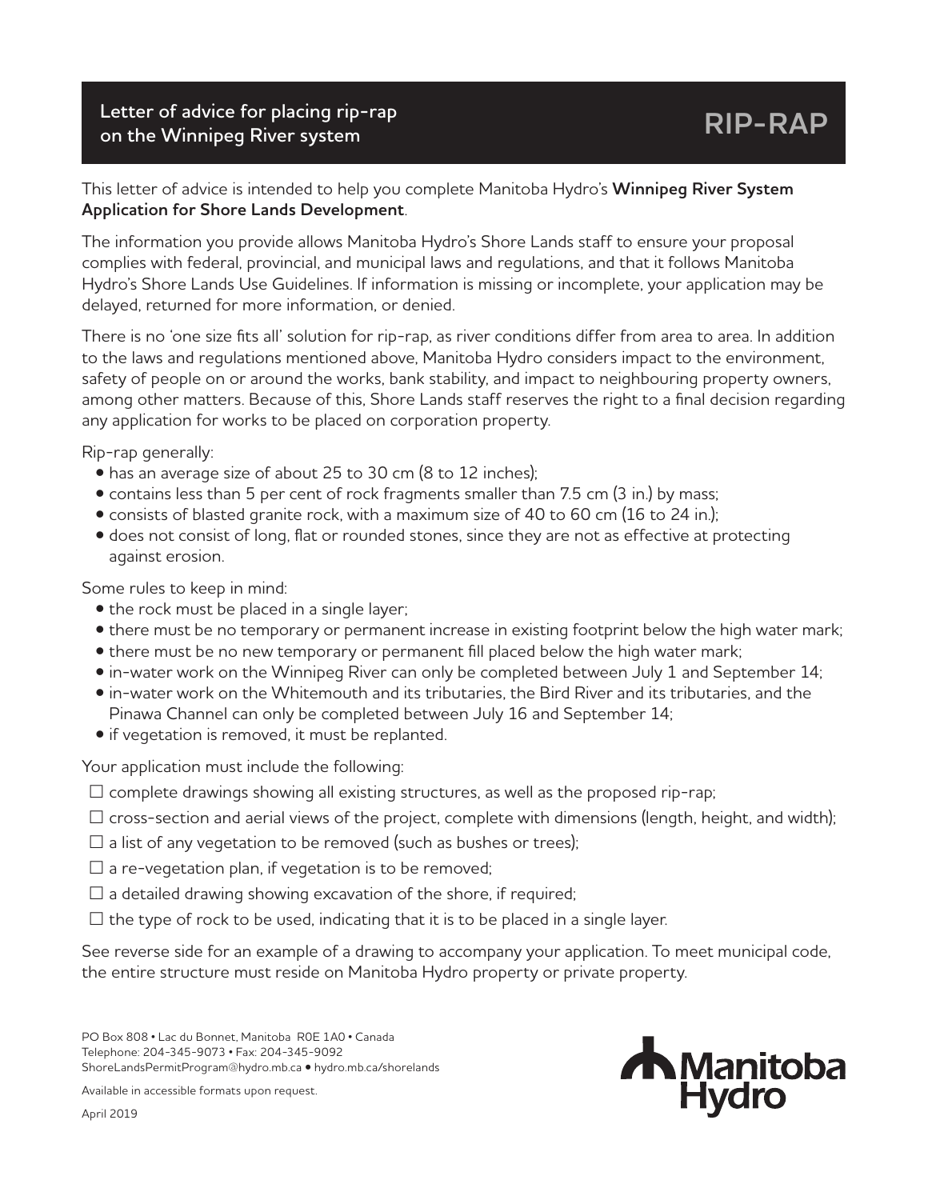# Letter of advice for placing rip-rap on the Winnipeg River system

# RIP-RAP

This letter of advice is intended to help you complete Manitoba Hydro's **Winnipeg River System Application for Shore Lands Development**.

The information you provide allows Manitoba Hydro's Shore Lands staff to ensure your proposal complies with federal, provincial, and municipal laws and regulations, and that it follows Manitoba Hydro's Shore Lands Use Guidelines. If information is missing or incomplete, your application may be delayed, returned for more information, or denied.

There is no 'one size fits all' solution for rip-rap, as river conditions differ from area to area. In addition to the laws and regulations mentioned above, Manitoba Hydro considers impact to the environment, safety of people on or around the works, bank stability, and impact to neighbouring property owners, among other matters. Because of this, Shore Lands staff reserves the right to a final decision regarding any application for works to be placed on corporation property.

Rip-rap generally:

- has an average size of about 25 to 30 cm (8 to 12 inches);
- contains less than 5 per cent of rock fragments smaller than 7.5 cm (3 in.) by mass;
- consists of blasted granite rock, with a maximum size of 40 to 60 cm (16 to 24 in.);
- does not consist of long, flat or rounded stones, since they are not as effective at protecting against erosion.

Some rules to keep in mind:

- the rock must be placed in a single layer;
- there must be no temporary or permanent increase in existing footprint below the high water mark;
- there must be no new temporary or permanent fill placed below the high water mark;
- in-water work on the Winnipeg River can only be completed between July 1 and September 14;
- in-water work on the Whitemouth and its tributaries, the Bird River and its tributaries, and the Pinawa Channel can only be completed between July 16 and September 14;
- if vegetation is removed, it must be replanted.

Your application must include the following:

- ☐ complete drawings showing all existing structures, as well as the proposed rip-rap;
- ☐ cross-section and aerial views of the project, complete with dimensions (length, height, and width);
- ☐ a list of any vegetation to be removed (such as bushes or trees);
- ☐ a re-vegetation plan, if vegetation is to be removed;
- ☐ a detailed drawing showing excavation of the shore, if required;
- ☐ the type of rock to be used, indicating that it is to be placed in a single layer.

See reverse side for an example of a drawing to accompany your application. To meet municipal code, the entire structure must reside on Manitoba Hydro property or private property.

PO Box 808 • Lac du Bonnet, Manitoba R0E 1A0 • Canada
Telephone: 204-345-9073 • Fax: 204-345-9092
ShoreLandsPermitProgram@hydro.mb.ca • hydro.mb.ca/shorelands

Available in accessible formats upon request.

April 2019

Manitoba Hydro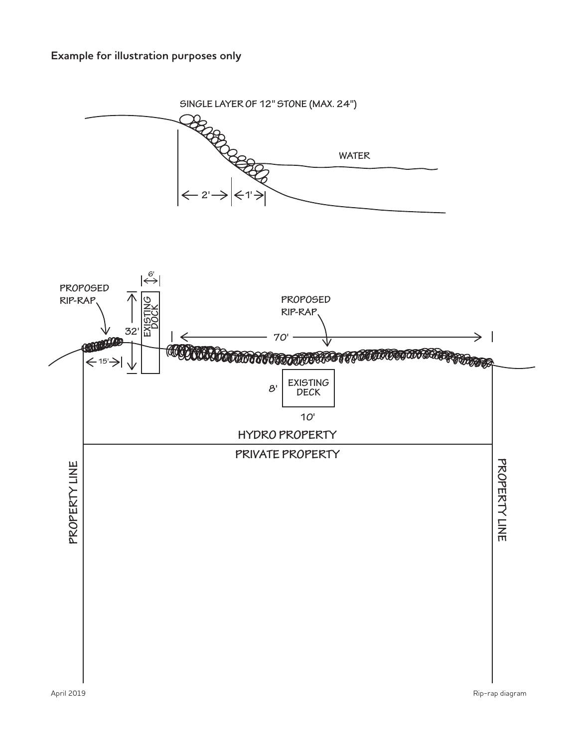**Example for illustration purposes only**

SINGLE LAYER OF 12" STONE (MAX. 24")

WATER

2'

1'

PROPOSED RIP-RAP

6'

32'

EXISTING DOCK

15'

PROPOSED RIP-RAP

70'

8'

EXISTING DECK

10'

HYDRO PROPERTY

PRIVATE PROPERTY

PROPERTY LINE

PROPERTY LINE